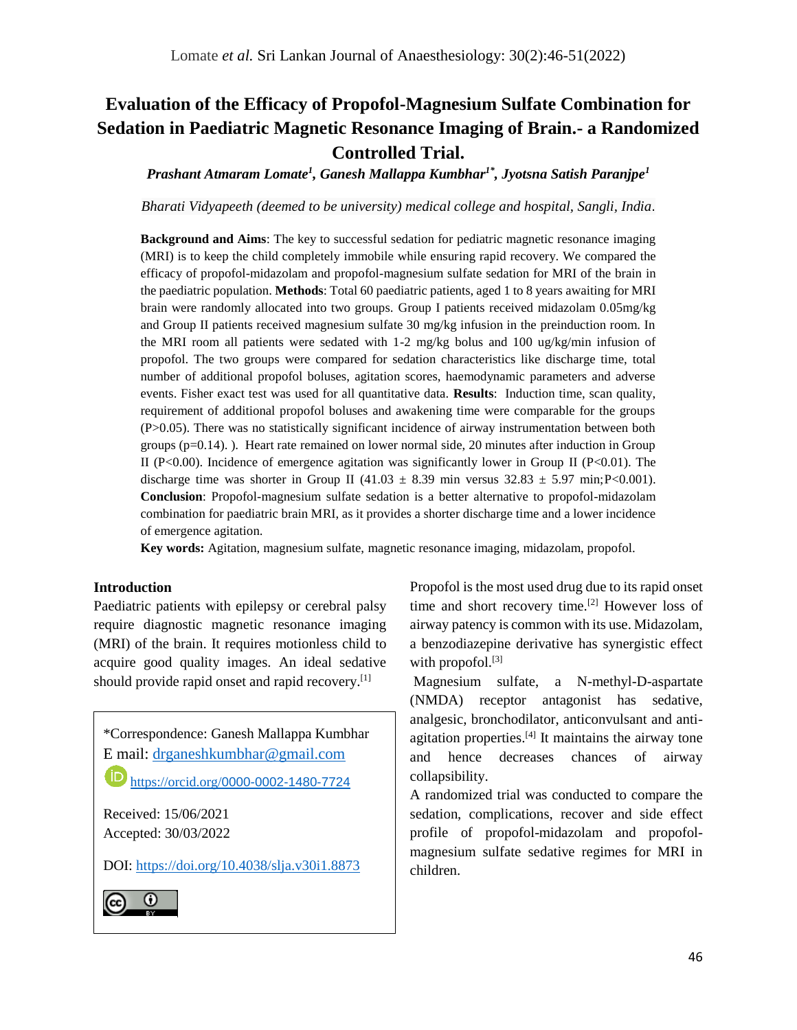# Evaluation of the Efficacy of Propofol-Magnesium Sulfate Combination for Sedation in Paediatric Magnetic Resonance Imaging of Brain.- a Randomized Controlled Trial.

***Prashant Atmaram Lomate[1], Ganesh Mallappa Kumbhar[1*], Jyotsna Satish Paranjpe[1]***

*Bharati Vidyapeeth (deemed to be university) medical college and hospital, Sangli, India.*

**Background and Aims**: The key to successful sedation for pediatric magnetic resonance imaging (MRI) is to keep the child completely immobile while ensuring rapid recovery. We compared the efficacy of propofol-midazolam and propofol-magnesium sulfate sedation for MRI of the brain in the paediatric population. **Methods**: Total 60 paediatric patients, aged 1 to 8 years awaiting for MRI brain were randomly allocated into two groups. Group I patients received midazolam 0.05mg/kg and Group II patients received magnesium sulfate 30 mg/kg infusion in the preinduction room. In the MRI room all patients were sedated with 1-2 mg/kg bolus and 100 ug/kg/min infusion of propofol. The two groups were compared for sedation characteristics like discharge time, total number of additional propofol boluses, agitation scores, haemodynamic parameters and adverse events. Fisher exact test was used for all quantitative data. **Results**: Induction time, scan quality, requirement of additional propofol boluses and awakening time were comparable for the groups (P>0.05). There was no statistically significant incidence of airway instrumentation between both groups (p=0.14). ). Heart rate remained on lower normal side, 20 minutes after induction in Group II (P<0.00). Incidence of emergence agitation was significantly lower in Group II (P<0.01). The discharge time was shorter in Group II (41.03 ± 8.39 min versus 32.83 ± 5.97 min;P<0.001). **Conclusion**: Propofol-magnesium sulfate sedation is a better alternative to propofol-midazolam combination for paediatric brain MRI, as it provides a shorter discharge time and a lower incidence of emergence agitation.

**Key words:** Agitation, magnesium sulfate, magnetic resonance imaging, midazolam, propofol.

## Introduction

Paediatric patients with epilepsy or cerebral palsy require diagnostic magnetic resonance imaging (MRI) of the brain. It requires motionless child to acquire good quality images. An ideal sedative should provide rapid onset and rapid recovery.[1]

*Correspondence: Ganesh Mallappa Kumbhar
E mail: drganeshkumbhar@gmail.com
https://orcid.org/0000-0002-1480-7724

Received: 15/06/2021
Accepted: 30/03/2022

DOI: https://doi.org/10.4038/slja.v30i1.8873

Propofol is the most used drug due to its rapid onset time and short recovery time.[2] However loss of airway patency is common with its use. Midazolam, a benzodiazepine derivative has synergistic effect with propofol.[3]

Magnesium sulfate, a N-methyl-D-aspartate (NMDA) receptor antagonist has sedative, analgesic, bronchodilator, anticonvulsant and anti-agitation properties.[4] It maintains the airway tone and hence decreases chances of airway collapsibility.

A randomized trial was conducted to compare the sedation, complications, recover and side effect profile of propofol-midazolam and propofol-magnesium sulfate sedative regimes for MRI in children.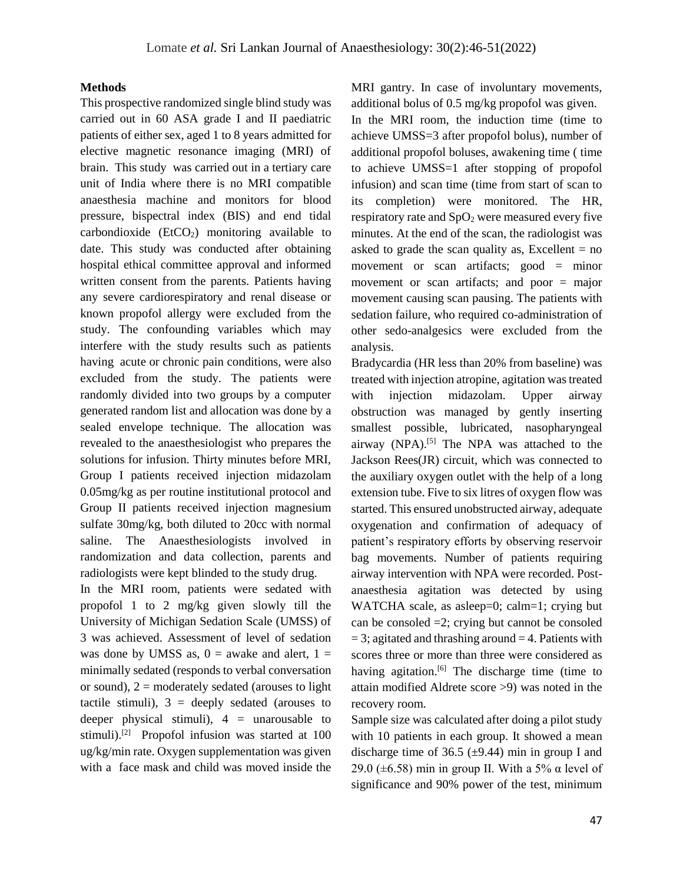**Methods**

This prospective randomized single blind study was carried out in 60 ASA grade I and II paediatric patients of either sex, aged 1 to 8 years admitted for elective magnetic resonance imaging (MRI) of brain. This study was carried out in a tertiary care unit of India where there is no MRI compatible anaesthesia machine and monitors for blood pressure, bispectral index (BIS) and end tidal carbondioxide ($EtCO_2$) monitoring available to date. This study was conducted after obtaining hospital ethical committee approval and informed written consent from the parents. Patients having any severe cardiorespiratory and renal disease or known propofol allergy were excluded from the study. The confounding variables which may interfere with the study results such as patients having acute or chronic pain conditions, were also excluded from the study. The patients were randomly divided into two groups by a computer generated random list and allocation was done by a sealed envelope technique. The allocation was revealed to the anaesthesiologist who prepares the solutions for infusion. Thirty minutes before MRI, Group I patients received injection midazolam 0.05mg/kg as per routine institutional protocol and Group II patients received injection magnesium sulfate 30mg/kg, both diluted to 20cc with normal saline. The Anaesthesiologists involved in randomization and data collection, parents and radiologists were kept blinded to the study drug.

In the MRI room, patients were sedated with propofol 1 to 2 mg/kg given slowly till the University of Michigan Sedation Scale (UMSS) of 3 was achieved. Assessment of level of sedation was done by UMSS as, 0 = awake and alert, 1 = minimally sedated (responds to verbal conversation or sound), 2 = moderately sedated (arouses to light tactile stimuli), 3 = deeply sedated (arouses to deeper physical stimuli), 4 = unarousable to stimuli).[2] Propofol infusion was started at 100 ug/kg/min rate. Oxygen supplementation was given with a face mask and child was moved inside the MRI gantry. In case of involuntary movements, additional bolus of 0.5 mg/kg propofol was given.

In the MRI room, the induction time (time to achieve UMSS=3 after propofol bolus), number of additional propofol boluses, awakening time ( time to achieve UMSS=1 after stopping of propofol infusion) and scan time (time from start of scan to its completion) were monitored. The HR, respiratory rate and $SpO_2$ were measured every five minutes. At the end of the scan, the radiologist was asked to grade the scan quality as, Excellent = no movement or scan artifacts; good = minor movement or scan artifacts; and poor = major movement causing scan pausing. The patients with sedation failure, who required co-administration of other sedo-analgesics were excluded from the analysis.

Bradycardia (HR less than 20% from baseline) was treated with injection atropine, agitation was treated with injection midazolam. Upper airway obstruction was managed by gently inserting smallest possible, lubricated, nasopharyngeal airway (NPA).[5] The NPA was attached to the Jackson Rees(JR) circuit, which was connected to the auxiliary oxygen outlet with the help of a long extension tube. Five to six litres of oxygen flow was started. This ensured unobstructed airway, adequate oxygenation and confirmation of adequacy of patient's respiratory efforts by observing reservoir bag movements. Number of patients requiring airway intervention with NPA were recorded. Post-anaesthesia agitation was detected by using WATCHA scale, as asleep=0; calm=1; crying but can be consoled =2; crying but cannot be consoled = 3; agitated and thrashing around = 4. Patients with scores three or more than three were considered as having agitation.[6] The discharge time (time to attain modified Aldrete score >9) was noted in the recovery room.

Sample size was calculated after doing a pilot study with 10 patients in each group. It showed a mean discharge time of 36.5 (±9.44) min in group I and 29.0 (±6.58) min in group II. With a 5% $\alpha$ level of significance and 90% power of the test, minimum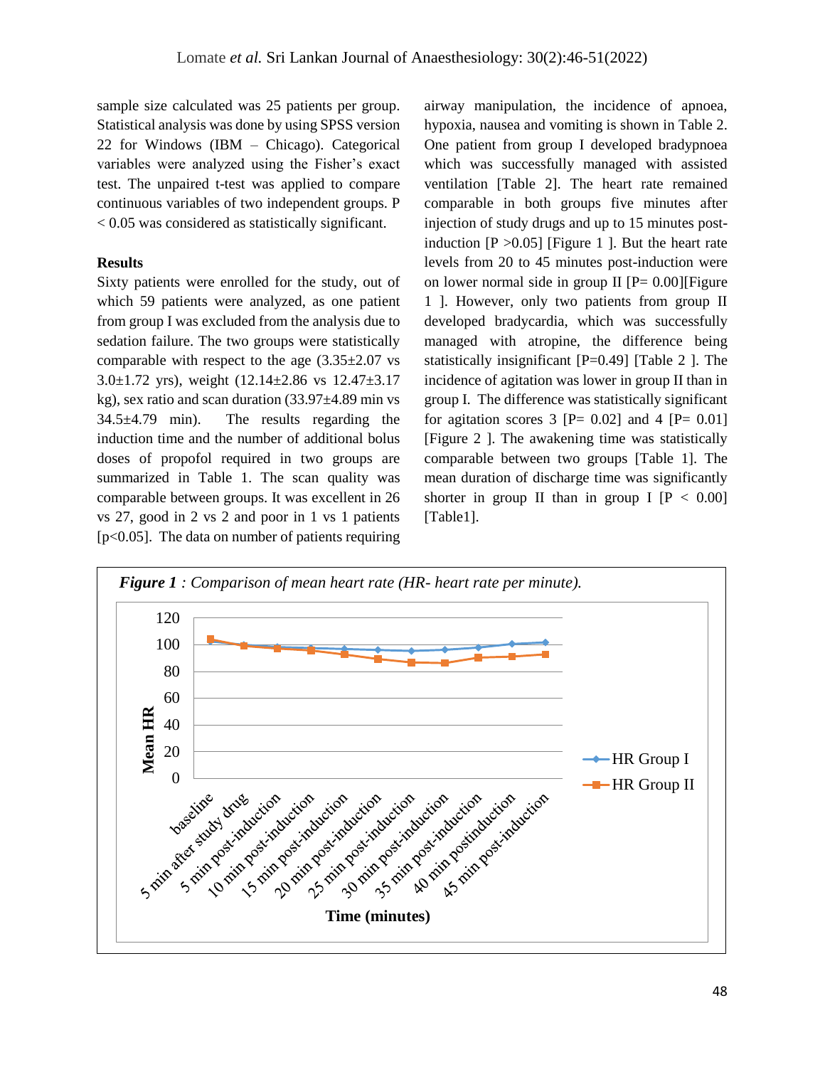sample size calculated was 25 patients per group. Statistical analysis was done by using SPSS version 22 for Windows (IBM – Chicago). Categorical variables were analyzed using the Fisher's exact test. The unpaired t-test was applied to compare continuous variables of two independent groups. $P < 0.05$ was considered as statistically significant.

**Results**

Sixty patients were enrolled for the study, out of which 59 patients were analyzed, as one patient from group I was excluded from the analysis due to sedation failure. The two groups were statistically comparable with respect to the age (3.35±2.07 vs 3.0±1.72 yrs), weight (12.14±2.86 vs 12.47±3.17 kg), sex ratio and scan duration (33.97±4.89 min vs 34.5±4.79 min). The results regarding the induction time and the number of additional bolus doses of propofol required in two groups are summarized in Table 1. The scan quality was comparable between groups. It was excellent in 26 vs 27, good in 2 vs 2 and poor in 1 vs 1 patients [$p<0.05$]. The data on number of patients requiring airway manipulation, the incidence of apnoea, hypoxia, nausea and vomiting is shown in Table 2. One patient from group I developed bradypnoea which was successfully managed with assisted ventilation [Table 2]. The heart rate remained comparable in both groups five minutes after injection of study drugs and up to 15 minutes post-induction [$P >0.05$] [Figure 1 ]. But the heart rate levels from 20 to 45 minutes post-induction were on lower normal side in group II [$P= 0.00$][Figure 1 ]. However, only two patients from group II developed bradycardia, which was successfully managed with atropine, the difference being statistically insignificant [$P=0.49$] [Table 2 ]. The incidence of agitation was lower in group II than in group I. The difference was statistically significant for agitation scores 3 [$P= 0.02$] and 4 [$P= 0.01$] [Figure 2 ]. The awakening time was statistically comparable between two groups [Table 1]. The mean duration of discharge time was significantly shorter in group II than in group I [$P < 0.00$] [Table1].

***Figure 1** : Comparison of mean heart rate (HR- heart rate per minute).*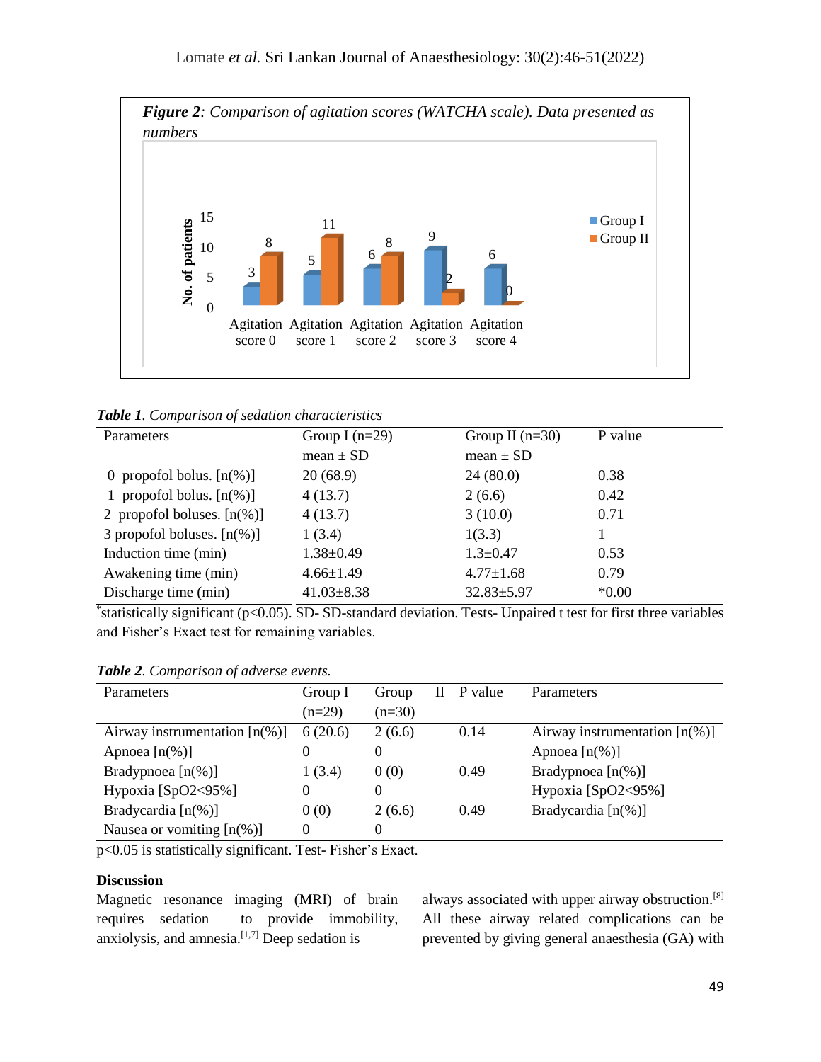*Figure 2: Comparison of agitation scores (WATCHA scale). Data presented as numbers*

| | Agitation score 0 | Agitation score 1 | Agitation score 2 | Agitation score 3 | Agitation score 4 |
|---|---|---|---|---|---|
| Group I | 3 | 5 | 6 | 9 | 6 |
| Group II | 8 | 11 | 8 | 2 | 0 |

***Table 1**. Comparison of sedation characteristics*

| Parameters | Group I (n=29) mean ± SD | Group II (n=30) mean ± SD | P value |
|---|---|---|---|
| 0 propofol bolus. [n(%)] | 20 (68.9) | 24 (80.0) | 0.38 |
| 1 propofol bolus. [n(%)] | 4 (13.7) | 2 (6.6) | 0.42 |
| 2 propofol boluses. [n(%)] | 4 (13.7) | 3 (10.0) | 0.71 |
| 3 propofol boluses. [n(%)] | 1 (3.4) | 1(3.3) | 1 |
| Induction time (min) | 1.38±0.49 | 1.3±0.47 | 0.53 |
| Awakening time (min) | 4.66±1.49 | 4.77±1.68 | 0.79 |
| Discharge time (min) | 41.03±8.38 | 32.83±5.97 | *0.00 |

*statistically significant ($p<0.05$). SD- SD-standard deviation. Tests- Unpaired t test for first three variables and Fisher's Exact test for remaining variables.

***Table 2**. Comparison of adverse events.*

| Parameters | Group I (n=29) | Group II (n=30) | P value | Parameters |
|---|---|---|---|---|
| Airway instrumentation [n(%)] | 6 (20.6) | 2 (6.6) | 0.14 | Airway instrumentation [n(%)] |
| Apnoea [n(%)] | 0 | 0 | | Apnoea [n(%)] |
| Bradypnoea [n(%)] | 1 (3.4) | 0 (0) | 0.49 | Bradypnoea [n(%)] |
| Hypoxia [SpO2<95%] | 0 | 0 | | Hypoxia [SpO2<95%] |
| Bradycardia [n(%)] | 0 (0) | 2 (6.6) | 0.49 | Bradycardia [n(%)] |
| Nausea or vomiting [n(%)] | 0 | 0 | | |

$p<0.05$ is statistically significant. Test- Fisher's Exact.

## Discussion

Magnetic resonance imaging (MRI) of brain requires sedation to provide immobility, anxiolysis, and amnesia.[1,7] Deep sedation is always associated with upper airway obstruction.[8] All these airway related complications can be prevented by giving general anaesthesia (GA) with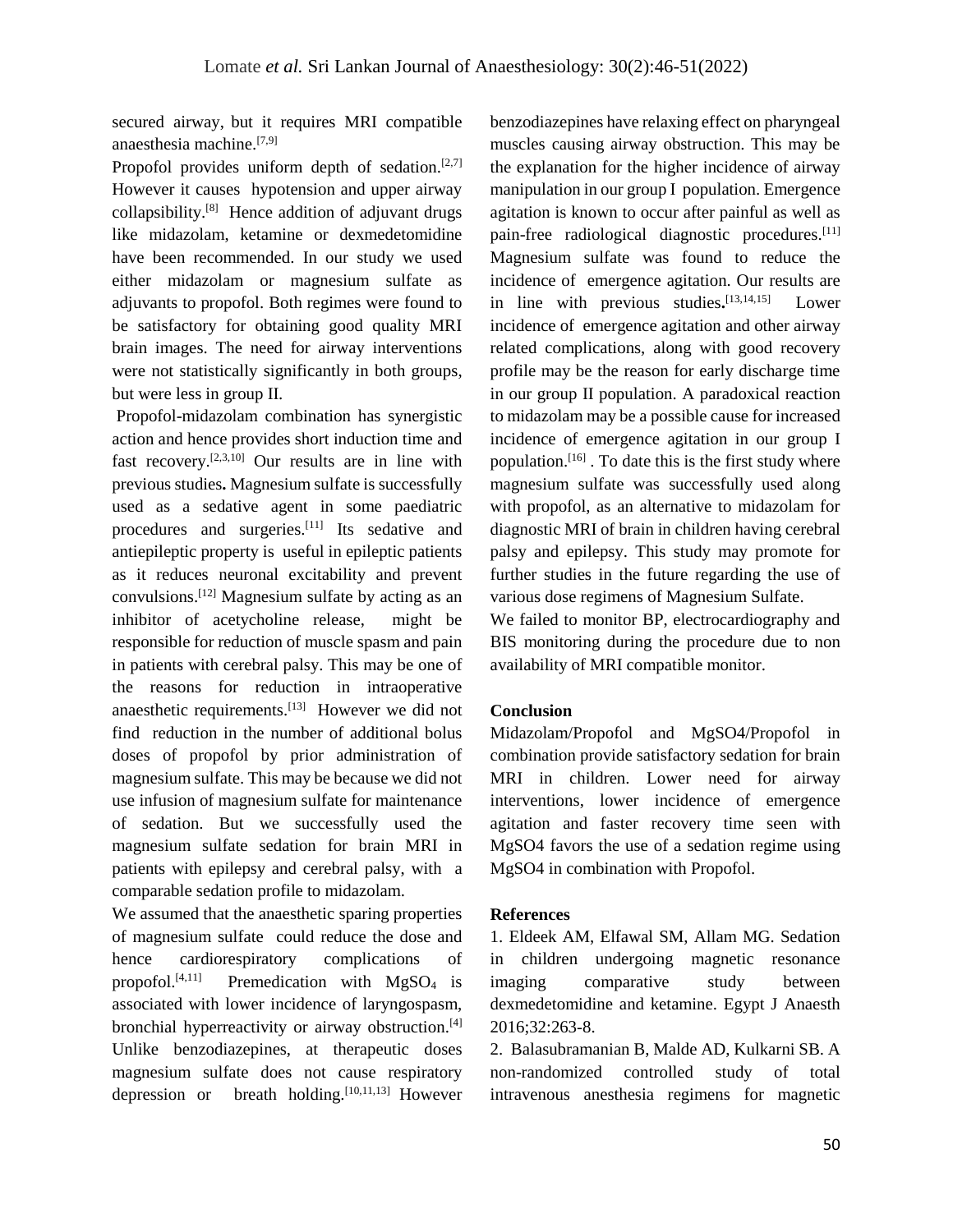secured airway, but it requires MRI compatible anaesthesia machine.[7,9]

Propofol provides uniform depth of sedation.[2,7] However it causes hypotension and upper airway collapsibility.[8] Hence addition of adjuvant drugs like midazolam, ketamine or dexmedetomidine have been recommended. In our study we used either midazolam or magnesium sulfate as adjuvants to propofol. Both regimes were found to be satisfactory for obtaining good quality MRI brain images. The need for airway interventions were not statistically significantly in both groups, but were less in group II.

Propofol-midazolam combination has synergistic action and hence provides short induction time and fast recovery.[2,3,10] Our results are in line with previous studies**.** Magnesium sulfate is successfully used as a sedative agent in some paediatric procedures and surgeries.[11] Its sedative and antiepileptic property is useful in epileptic patients as it reduces neuronal excitability and prevent convulsions.[12] Magnesium sulfate by acting as an inhibitor of acetycholine release, might be responsible for reduction of muscle spasm and pain in patients with cerebral palsy. This may be one of the reasons for reduction in intraoperative anaesthetic requirements.[13] However we did not find reduction in the number of additional bolus doses of propofol by prior administration of magnesium sulfate. This may be because we did not use infusion of magnesium sulfate for maintenance of sedation. But we successfully used the magnesium sulfate sedation for brain MRI in patients with epilepsy and cerebral palsy, with a comparable sedation profile to midazolam.

We assumed that the anaesthetic sparing properties of magnesium sulfate could reduce the dose and hence cardiorespiratory complications of propofol.[4,11] Premedication with $MgSO_4$ is associated with lower incidence of laryngospasm, bronchial hyperreactivity or airway obstruction.[4] Unlike benzodiazepines, at therapeutic doses magnesium sulfate does not cause respiratory depression or breath holding.[10,11,13] However benzodiazepines have relaxing effect on pharyngeal muscles causing airway obstruction. This may be the explanation for the higher incidence of airway manipulation in our group I population. Emergence agitation is known to occur after painful as well as pain-free radiological diagnostic procedures.[11] Magnesium sulfate was found to reduce the incidence of emergence agitation. Our results are in line with previous studies**.**[13,14,15] Lower incidence of emergence agitation and other airway related complications, along with good recovery profile may be the reason for early discharge time in our group II population. A paradoxical reaction to midazolam may be a possible cause for increased incidence of emergence agitation in our group I population.[16] . To date this is the first study where magnesium sulfate was successfully used along with propofol, as an alternative to midazolam for diagnostic MRI of brain in children having cerebral palsy and epilepsy. This study may promote for further studies in the future regarding the use of various dose regimens of Magnesium Sulfate.

We failed to monitor BP, electrocardiography and BIS monitoring during the procedure due to non availability of MRI compatible monitor.

## Conclusion

Midazolam/Propofol and MgSO4/Propofol in combination provide satisfactory sedation for brain MRI in children. Lower need for airway interventions, lower incidence of emergence agitation and faster recovery time seen with MgSO4 favors the use of a sedation regime using MgSO4 in combination with Propofol.

## References

1. Eldeek AM, Elfawal SM, Allam MG. Sedation in children undergoing magnetic resonance imaging comparative study between dexmedetomidine and ketamine. Egypt J Anaesth 2016;32:263-8.
2. Balasubramanian B, Malde AD, Kulkarni SB. A non-randomized controlled study of total intravenous anesthesia regimens for magnetic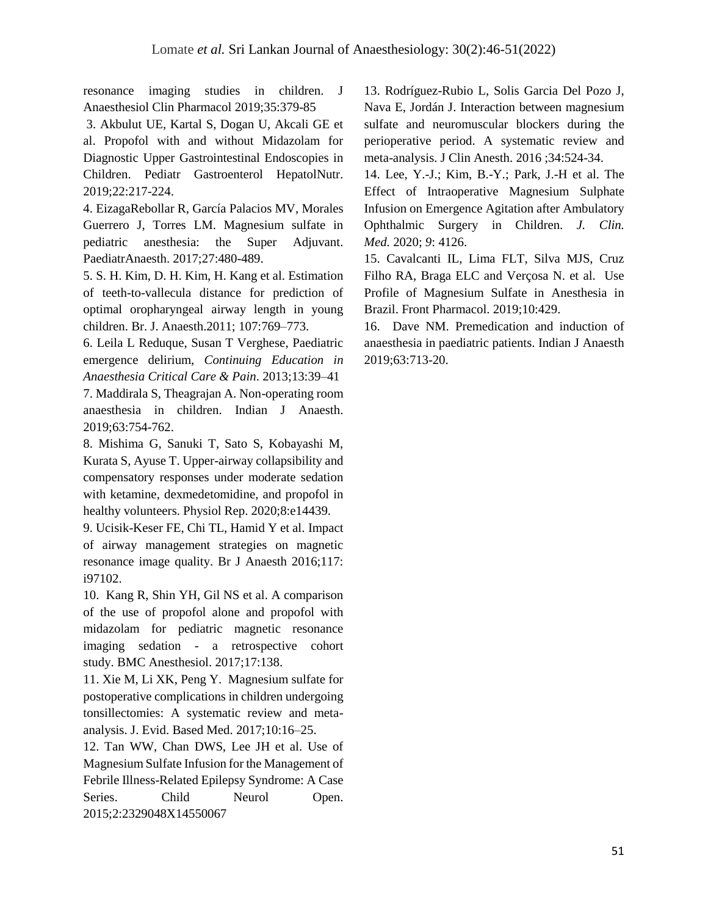resonance imaging studies in children. J Anaesthesiol Clin Pharmacol 2019;35:379-85

3. Akbulut UE, Kartal S, Dogan U, Akcali GE et al. Propofol with and without Midazolam for Diagnostic Upper Gastrointestinal Endoscopies in Children. Pediatr Gastroenterol HepatolNutr. 2019;22:217-224.

4. EizagaRebollar R, García Palacios MV, Morales Guerrero J, Torres LM. Magnesium sulfate in pediatric anesthesia: the Super Adjuvant. PaediatrAnaesth. 2017;27:480-489.

5. S. H. Kim, D. H. Kim, H. Kang et al. Estimation of teeth-to-vallecula distance for prediction of optimal oropharyngeal airway length in young children. Br. J. Anaesth.2011; 107:769–773.

6. Leila L Reduque, Susan T Verghese, Paediatric emergence delirium, *Continuing Education in Anaesthesia Critical Care & Pain*. 2013;13:39–41

7. Maddirala S, Theagrajan A. Non-operating room anaesthesia in children. Indian J Anaesth. 2019;63:754-762.

8. Mishima G, Sanuki T, Sato S, Kobayashi M, Kurata S, Ayuse T. Upper-airway collapsibility and compensatory responses under moderate sedation with ketamine, dexmedetomidine, and propofol in healthy volunteers. Physiol Rep. 2020;8:e14439.

9. Ucisik-Keser FE, Chi TL, Hamid Y et al. Impact of airway management strategies on magnetic resonance image quality. Br J Anaesth 2016;117: i97102.

10. Kang R, Shin YH, Gil NS et al. A comparison of the use of propofol alone and propofol with midazolam for pediatric magnetic resonance imaging sedation - a retrospective cohort study. BMC Anesthesiol. 2017;17:138.

11. Xie M, Li XK, Peng Y. Magnesium sulfate for postoperative complications in children undergoing tonsillectomies: A systematic review and meta-analysis. J. Evid. Based Med. 2017;10:16–25.

12. Tan WW, Chan DWS, Lee JH et al. Use of Magnesium Sulfate Infusion for the Management of Febrile Illness-Related Epilepsy Syndrome: A Case Series. Child Neurol Open. 2015;2:2329048X14550067

13. Rodríguez-Rubio L, Solis Garcia Del Pozo J, Nava E, Jordán J. Interaction between magnesium sulfate and neuromuscular blockers during the perioperative period. A systematic review and meta-analysis. J Clin Anesth. 2016 ;34:524-34.

14. Lee, Y.-J.; Kim, B.-Y.; Park, J.-H et al. The Effect of Intraoperative Magnesium Sulphate Infusion on Emergence Agitation after Ambulatory Ophthalmic Surgery in Children. *J. Clin. Med.* 2020; *9*: 4126.

15. Cavalcanti IL, Lima FLT, Silva MJS, Cruz Filho RA, Braga ELC and Verçosa N. et al. Use Profile of Magnesium Sulfate in Anesthesia in Brazil. Front Pharmacol. 2019;10:429.

16. Dave NM. Premedication and induction of anaesthesia in paediatric patients. Indian J Anaesth 2019;63:713-20.